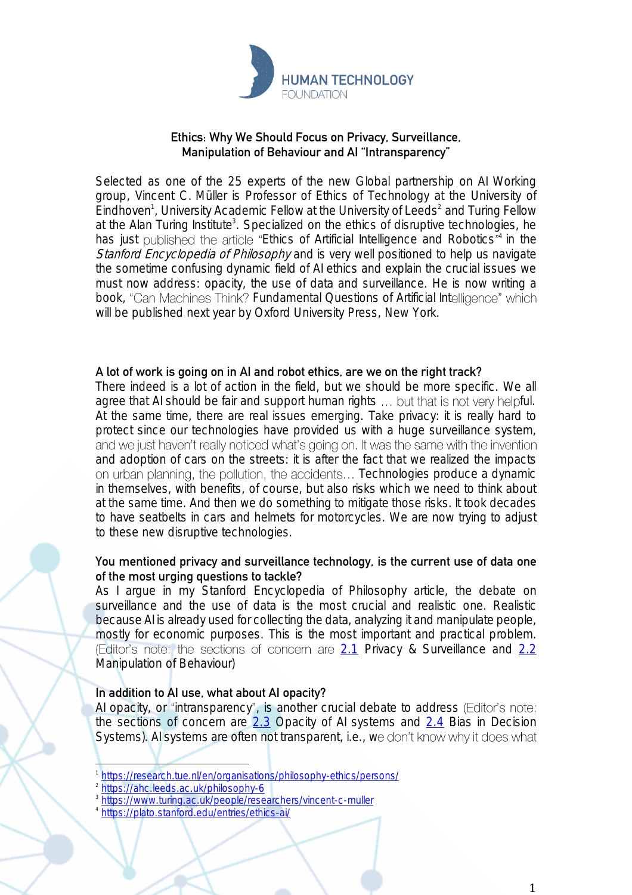HUMAN TECHNOLOGY FOUNDATION

# Ethics: Why We Should Focus on Privacy, Surveillance, Manipulation of Behaviour and AI "Intransparency"

Selected as one of the 25 experts of the new Global partnership on AI Working group, Vincent C. Müller is Professor of Ethics of Technology at the University of Eindhoven[1], University Academic Fellow at the University of Leeds[2] and Turing Fellow at the Alan Turing Institute[3]. Specialized on the ethics of disruptive technologies, he has just published the article "Ethics of Artificial Intelligence and Robotics"[4] in the *Stanford Encyclopedia of Philosophy* and is very well positioned to help us navigate the sometime confusing dynamic field of AI ethics and explain the crucial issues we must now address: opacity, the use of data and surveillance. He is now writing a book, "Can Machines Think? Fundamental Questions of Artificial Intelligence" which will be published next year by Oxford University Press, New York.

**A lot of work is going on in AI and robot ethics, are we on the right track?**

There indeed is a lot of action in the field, but we should be more specific. We all agree that AI should be fair and support human rights … but that is not very helpful. At the same time, there are real issues emerging. Take privacy: it is really hard to protect since our technologies have provided us with a huge surveillance system, and we just haven't really noticed what's going on. It was the same with the invention and adoption of cars on the streets: it is after the fact that we realized the impacts on urban planning, the pollution, the accidents… Technologies produce a dynamic in themselves, with benefits, of course, but also risks which we need to think about at the same time. And then we do something to mitigate those risks. It took decades to have seatbelts in cars and helmets for motorcycles. We are now trying to adjust to these new disruptive technologies.

**You mentioned privacy and surveillance technology, is the current use of data one of the most urging questions to tackle?**

As I argue in my Stanford Encyclopedia of Philosophy article, the debate on surveillance and the use of data is the most crucial and realistic one. Realistic because AI is already used for collecting the data, analyzing it and manipulate people, mostly for economic purposes. This is the most important and practical problem. (Editor's note: the sections of concern are 2.1 Privacy & Surveillance and 2.2 Manipulation of Behaviour)

**In addition to AI use, what about AI opacity?**

AI opacity, or "intransparency", is another crucial debate to address (Editor's note: the sections of concern are 2.3 Opacity of AI systems and 2.4 Bias in Decision Systems). AI systems are often not transparent, i.e., we don't know why it does what

---

[1] https://research.tue.nl/en/organisations/philosophy-ethics/persons/

[2] https://ahc.leeds.ac.uk/philosophy-6

[3] https://www.turing.ac.uk/people/researchers/vincent-c-muller

[4] https://plato.stanford.edu/entries/ethics-ai/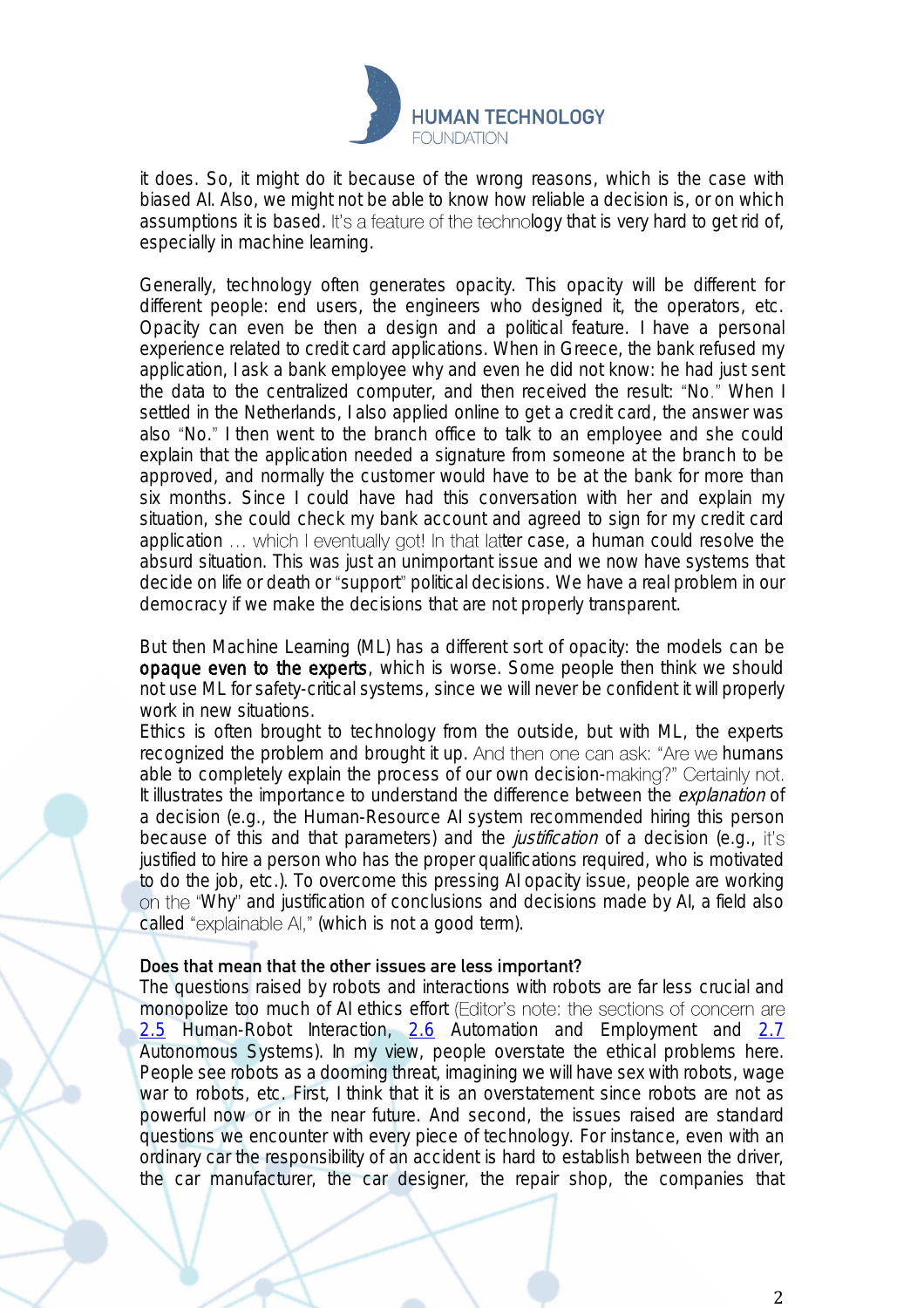it does. So, it might do it because of the wrong reasons, which is the case with biased AI. Also, we might not be able to know how reliable a decision is, or on which assumptions it is based. It's a feature of the technology that is very hard to get rid of, especially in machine learning.

Generally, technology often generates opacity. This opacity will be different for different people: end users, the engineers who designed it, the operators, etc. Opacity can even be then a design and a political feature. I have a personal experience related to credit card applications. When in Greece, the bank refused my application, I ask a bank employee why and even he did not know: he had just sent the data to the centralized computer, and then received the result: "No." When I settled in the Netherlands, I also applied online to get a credit card, the answer was also "No." I then went to the branch office to talk to an employee and she could explain that the application needed a signature from someone at the branch to be approved, and normally the customer would have to be at the bank for more than six months. Since I could have had this conversation with her and explain my situation, she could check my bank account and agreed to sign for my credit card application … which I eventually got! In that latter case, a human could resolve the absurd situation. This was just an unimportant issue and we now have systems that decide on life or death or "support" political decisions. We have a real problem in our democracy if we make the decisions that are not properly transparent.

But then Machine Learning (ML) has a different sort of opacity: the models can be opaque even to the experts, which is worse. Some people then think we should not use ML for safety-critical systems, since we will never be confident it will properly work in new situations.
Ethics is often brought to technology from the outside, but with ML, the experts recognized the problem and brought it up. And then one can ask: "Are we humans able to completely explain the process of our own decision-making?" Certainly not. It illustrates the importance to understand the difference between the *explanation* of a decision (e.g., the Human-Resource AI system recommended hiring this person because of this and that parameters) and the *justification* of a decision (e.g., it's justified to hire a person who has the proper qualifications required, who is motivated to do the job, etc.). To overcome this pressing AI opacity issue, people are working on the "Why" and justification of conclusions and decisions made by AI, a field also called "explainable AI," (which is not a good term).

**Does that mean that the other issues are less important?**
The questions raised by robots and interactions with robots are far less crucial and monopolize too much of AI ethics effort (Editor's note: the sections of concern are [2.5](#) Human-Robot Interaction, [2.6](#) Automation and Employment and [2.7](#) Autonomous Systems). In my view, people overstate the ethical problems here. People see robots as a dooming threat, imagining we will have sex with robots, wage war to robots, etc. First, I think that it is an overstatement since robots are not as powerful now or in the near future. And second, the issues raised are standard questions we encounter with every piece of technology. For instance, even with an ordinary car the responsibility of an accident is hard to establish between the driver, the car manufacturer, the car designer, the repair shop, the companies that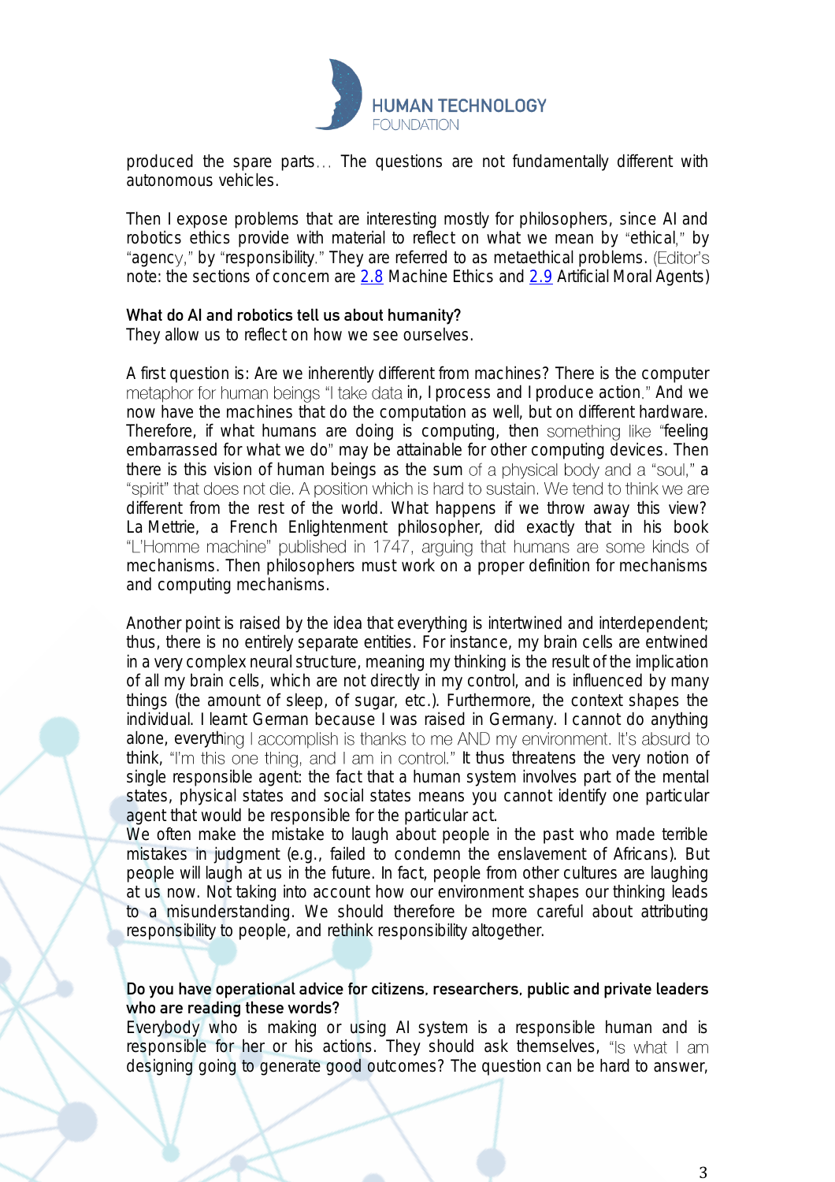produced the spare parts… The questions are not fundamentally different with autonomous vehicles.

Then I expose problems that are interesting mostly for philosophers, since AI and robotics ethics provide with material to reflect on what we mean by "ethical," by "agency," by "responsibility." They are referred to as metaethical problems. (Editor's note: the sections of concern are 2.8 Machine Ethics and 2.9 Artificial Moral Agents)

**What do AI and robotics tell us about humanity?**
They allow us to reflect on how we see ourselves.

A first question is: Are we inherently different from machines? There is the computer metaphor for human beings "I take data in, I process and I produce action." And we now have the machines that do the computation as well, but on different hardware. Therefore, if what humans are doing is computing, then something like "feeling embarrassed for what we do" may be attainable for other computing devices. Then there is this vision of human beings as the sum of a physical body and a "soul," a "spirit" that does not die. A position which is hard to sustain. We tend to think we are different from the rest of the world. What happens if we throw away this view? La Mettrie, a French Enlightenment philosopher, did exactly that in his book "L'Homme machine" published in 1747, arguing that humans are some kinds of mechanisms. Then philosophers must work on a proper definition for mechanisms and computing mechanisms.

Another point is raised by the idea that everything is intertwined and interdependent; thus, there is no entirely separate entities. For instance, my brain cells are entwined in a very complex neural structure, meaning my thinking is the result of the implication of all my brain cells, which are not directly in my control, and is influenced by many things (the amount of sleep, of sugar, etc.). Furthermore, the context shapes the individual. I learnt German because I was raised in Germany. I cannot do anything alone, everything I accomplish is thanks to me AND my environment. It's absurd to think, "I'm this one thing, and I am in control." It thus threatens the very notion of single responsible agent: the fact that a human system involves part of the mental states, physical states and social states means you cannot identify one particular agent that would be responsible for the particular act.
We often make the mistake to laugh about people in the past who made terrible mistakes in judgment (e.g., failed to condemn the enslavement of Africans). But people will laugh at us in the future. In fact, people from other cultures are laughing at us now. Not taking into account how our environment shapes our thinking leads to a misunderstanding. We should therefore be more careful about attributing responsibility to people, and rethink responsibility altogether.

**Do you have operational advice for citizens, researchers, public and private leaders who are reading these words?**
Everybody who is making or using AI system is a responsible human and is responsible for her or his actions. They should ask themselves, "Is what I am designing going to generate good outcomes? The question can be hard to answer,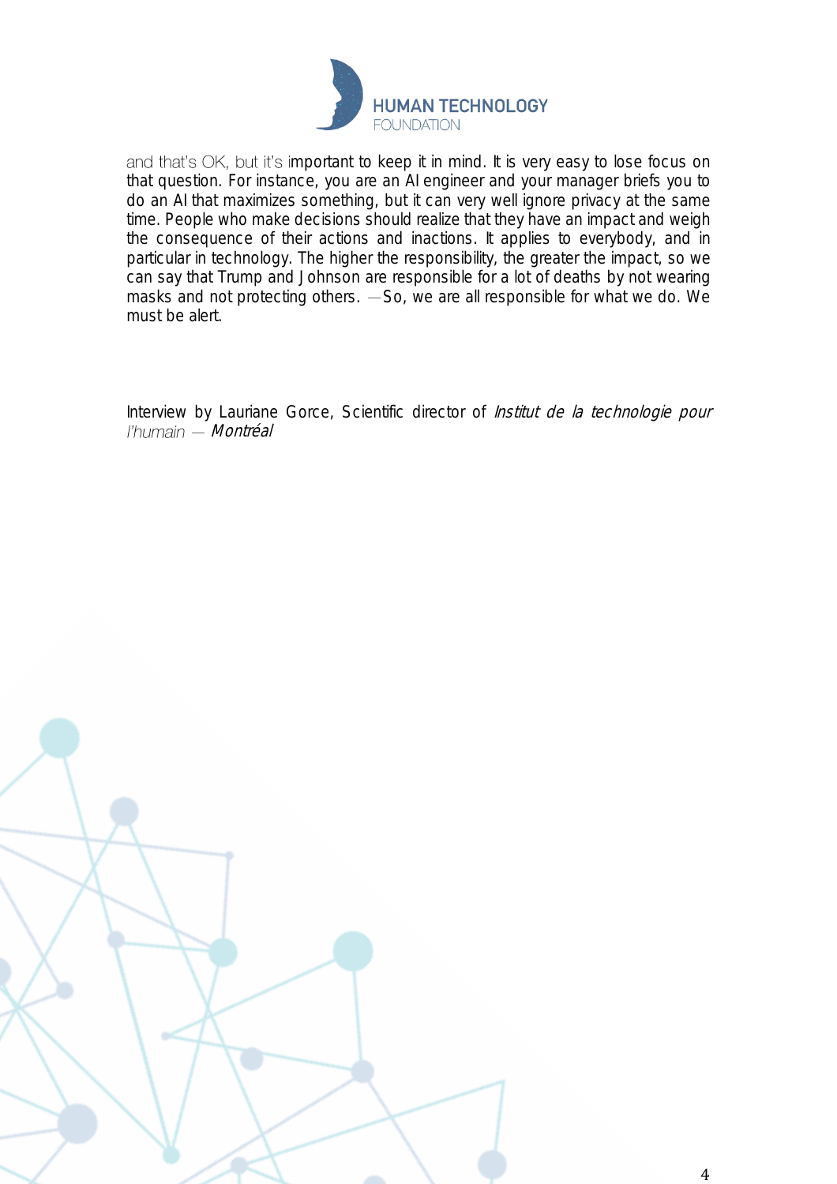and that's OK, but it's important to keep it in mind. It is very easy to lose focus on that question. For instance, you are an AI engineer and your manager briefs you to do an AI that maximizes something, but it can very well ignore privacy at the same time. People who make decisions should realize that they have an impact and weigh the consequence of their actions and inactions. It applies to everybody, and in particular in technology. The higher the responsibility, the greater the impact, so we can say that Trump and Johnson are responsible for a lot of deaths by not wearing masks and not protecting others. — So, we are all responsible for what we do. We must be alert.

Interview by Lauriane Gorce, Scientific director of *Institut de la technologie pour l'humain — Montréal*